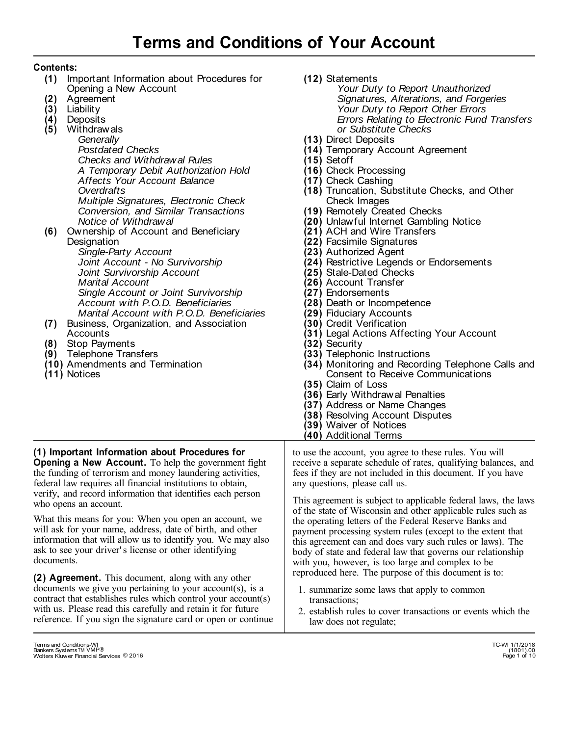# Terms and Conditions of Your Account

**Contents:**

- **(1)** Important Information about Procedures for Opening a New Account
- **(2)** Agreement
- **(3)** Liability
- **(4)** Deposits
- **(5)** Withdrawals
  - *Generally*
  - *Postdated Checks*
  - *Checks and Withdrawal Rules*
  - *A Temporary Debit Authorization Hold Affects Your Account Balance*
  - *Overdrafts*
  - *Multiple Signatures, Electronic Check Conversion, and Similar Transactions*
  - *Notice of Withdrawal*
- **(6)** Ownership of Account and Beneficiary Designation
  - *Single-Party Account*
  - *Joint Account - No Survivorship*
  - *Joint Survivorship Account*
  - *Marital Account*
  - *Single Account or Joint Survivorship Account with P.O.D. Beneficiaries*
  - *Marital Account with P.O.D. Beneficiaries*
- **(7)** Business, Organization, and Association Accounts
- **(8)** Stop Payments
- **(9)** Telephone Transfers
- **(10)** Amendments and Termination
- **(11)** Notices
- **(12)** Statements
  - *Your Duty to Report Unauthorized Signatures, Alterations, and Forgeries*
  - *Your Duty to Report Other Errors*
  - *Errors Relating to Electronic Fund Transfers or Substitute Checks*
- **(13)** Direct Deposits
- **(14)** Temporary Account Agreement
- **(15)** Setoff
- **(16)** Check Processing
- **(17)** Check Cashing
- **(18)** Truncation, Substitute Checks, and Other Check Images
- **(19)** Remotely Created Checks
- **(20)** Unlawful Internet Gambling Notice
- **(21)** ACH and Wire Transfers
- **(22)** Facsimile Signatures
- **(23)** Authorized Agent
- **(24)** Restrictive Legends or Endorsements
- **(25)** Stale-Dated Checks
- **(26)** Account Transfer
- **(27)** Endorsements
- **(28)** Death or Incompetence
- **(29)** Fiduciary Accounts
- **(30)** Credit Verification
- **(31)** Legal Actions Affecting Your Account
- **(32)** Security
- **(33)** Telephonic Instructions
- **(34)** Monitoring and Recording Telephone Calls and Consent to Receive Communications
- **(35)** Claim of Loss
- **(36)** Early Withdrawal Penalties
- **(37)** Address or Name Changes
- **(38)** Resolving Account Disputes
- **(39)** Waiver of Notices
- **(40)** Additional Terms

**(1) Important Information about Procedures for Opening a New Account.** To help the government fight the funding of terrorism and money laundering activities, federal law requires all financial institutions to obtain, verify, and record information that identifies each person who opens an account.

What this means for you: When you open an account, we will ask for your name, address, date of birth, and other information that will allow us to identify you. We may also ask to see your driver's license or other identifying documents.

**(2) Agreement.** This document, along with any other documents we give you pertaining to your account(s), is a contract that establishes rules which control your account(s) with us. Please read this carefully and retain it for future reference. If you sign the signature card or open or continue to use the account, you agree to these rules. You will receive a separate schedule of rates, qualifying balances, and fees if they are not included in this document. If you have any questions, please call us.

This agreement is subject to applicable federal laws, the laws of the state of Wisconsin and other applicable rules such as the operating letters of the Federal Reserve Banks and payment processing system rules (except to the extent that this agreement can and does vary such rules or laws). The body of state and federal law that governs our relationship with you, however, is too large and complex to be reproduced here. The purpose of this document is to:

1. summarize some laws that apply to common transactions;
2. establish rules to cover transactions or events which the law does not regulate;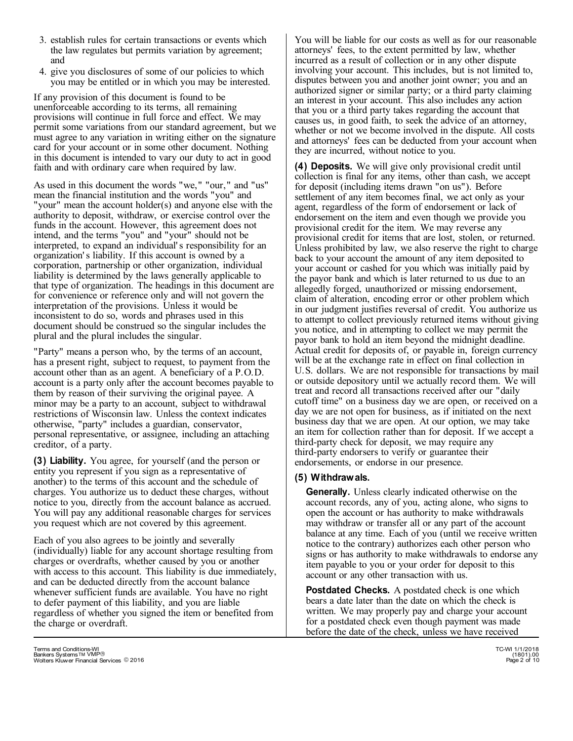3. establish rules for certain transactions or events which the law regulates but permits variation by agreement; and
4. give you disclosures of some of our policies to which you may be entitled or in which you may be interested.

If any provision of this document is found to be unenforceable according to its terms, all remaining provisions will continue in full force and effect. We may permit some variations from our standard agreement, but we must agree to any variation in writing either on the signature card for your account or in some other document. Nothing in this document is intended to vary our duty to act in good faith and with ordinary care when required by law.

As used in this document the words "we," "our," and "us" mean the financial institution and the words "you" and "your" mean the account holder(s) and anyone else with the authority to deposit, withdraw, or exercise control over the funds in the account. However, this agreement does not intend, and the terms "you" and "your" should not be interpreted, to expand an individual's responsibility for an organization's liability. If this account is owned by a corporation, partnership or other organization, individual liability is determined by the laws generally applicable to that type of organization. The headings in this document are for convenience or reference only and will not govern the interpretation of the provisions. Unless it would be inconsistent to do so, words and phrases used in this document should be construed so the singular includes the plural and the plural includes the singular.

"Party" means a person who, by the terms of an account, has a present right, subject to request, to payment from the account other than as an agent. A beneficiary of a P.O.D. account is a party only after the account becomes payable to them by reason of their surviving the original payee. A minor may be a party to an account, subject to withdrawal restrictions of Wisconsin law. Unless the context indicates otherwise, "party" includes a guardian, conservator, personal representative, or assignee, including an attaching creditor, of a party.

**(3) Liability.** You agree, for yourself (and the person or entity you represent if you sign as a representative of another) to the terms of this account and the schedule of charges. You authorize us to deduct these charges, without notice to you, directly from the account balance as accrued. You will pay any additional reasonable charges for services you request which are not covered by this agreement.

Each of you also agrees to be jointly and severally (individually) liable for any account shortage resulting from charges or overdrafts, whether caused by you or another with access to this account. This liability is due immediately, and can be deducted directly from the account balance whenever sufficient funds are available. You have no right to defer payment of this liability, and you are liable regardless of whether you signed the item or benefited from the charge or overdraft.

You will be liable for our costs as well as for our reasonable attorneys' fees, to the extent permitted by law, whether incurred as a result of collection or in any other dispute involving your account. This includes, but is not limited to, disputes between you and another joint owner; you and an authorized signer or similar party; or a third party claiming an interest in your account. This also includes any action that you or a third party takes regarding the account that causes us, in good faith, to seek the advice of an attorney, whether or not we become involved in the dispute. All costs and attorneys' fees can be deducted from your account when they are incurred, without notice to you.

**(4) Deposits.** We will give only provisional credit until collection is final for any items, other than cash, we accept for deposit (including items drawn "on us"). Before settlement of any item becomes final, we act only as your agent, regardless of the form of endorsement or lack of endorsement on the item and even though we provide you provisional credit for the item. We may reverse any provisional credit for items that are lost, stolen, or returned. Unless prohibited by law, we also reserve the right to charge back to your account the amount of any item deposited to your account or cashed for you which was initially paid by the payor bank and which is later returned to us due to an allegedly forged, unauthorized or missing endorsement, claim of alteration, encoding error or other problem which in our judgment justifies reversal of credit. You authorize us to attempt to collect previously returned items without giving you notice, and in attempting to collect we may permit the payor bank to hold an item beyond the midnight deadline. Actual credit for deposits of, or payable in, foreign currency will be at the exchange rate in effect on final collection in U.S. dollars. We are not responsible for transactions by mail or outside depository until we actually record them. We will treat and record all transactions received after our "daily cutoff time" on a business day we are open, or received on a day we are not open for business, as if initiated on the next business day that we are open. At our option, we may take an item for collection rather than for deposit. If we accept a third-party check for deposit, we may require any third-party endorsers to verify or guarantee their endorsements, or endorse in our presence.

**(5) Withdrawals.**

**Generally.** Unless clearly indicated otherwise on the account records, any of you, acting alone, who signs to open the account or has authority to make withdrawals may withdraw or transfer all or any part of the account balance at any time. Each of you (until we receive written notice to the contrary) authorizes each other person who signs or has authority to make withdrawals to endorse any item payable to you or your order for deposit to this account or any other transaction with us.

**Postdated Checks.** A postdated check is one which bears a date later than the date on which the check is written. We may properly pay and charge your account for a postdated check even though payment was made before the date of the check, unless we have received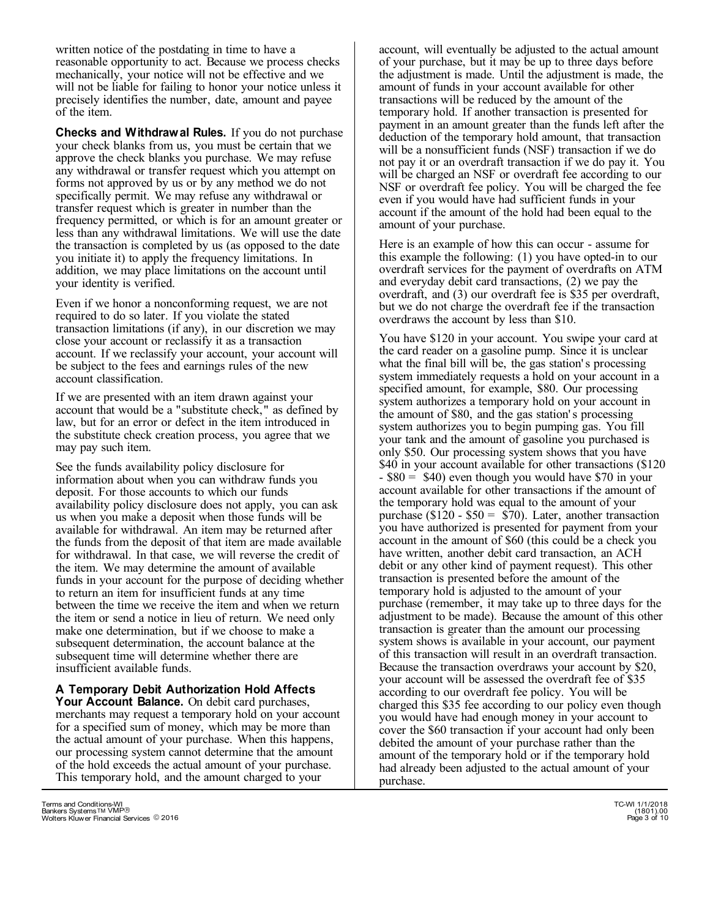written notice of the postdating in time to have a reasonable opportunity to act. Because we process checks mechanically, your notice will not be effective and we will not be liable for failing to honor your notice unless it precisely identifies the number, date, amount and payee of the item.

**Checks and Withdrawal Rules.** If you do not purchase your check blanks from us, you must be certain that we approve the check blanks you purchase. We may refuse any withdrawal or transfer request which you attempt on forms not approved by us or by any method we do not specifically permit. We may refuse any withdrawal or transfer request which is greater in number than the frequency permitted, or which is for an amount greater or less than any withdrawal limitations. We will use the date the transaction is completed by us (as opposed to the date you initiate it) to apply the frequency limitations. In addition, we may place limitations on the account until your identity is verified.

Even if we honor a nonconforming request, we are not required to do so later. If you violate the stated transaction limitations (if any), in our discretion we may close your account or reclassify it as a transaction account. If we reclassify your account, your account will be subject to the fees and earnings rules of the new account classification.

If we are presented with an item drawn against your account that would be a "substitute check," as defined by law, but for an error or defect in the item introduced in the substitute check creation process, you agree that we may pay such item.

See the funds availability policy disclosure for information about when you can withdraw funds you deposit. For those accounts to which our funds availability policy disclosure does not apply, you can ask us when you make a deposit when those funds will be available for withdrawal. An item may be returned after the funds from the deposit of that item are made available for withdrawal. In that case, we will reverse the credit of the item. We may determine the amount of available funds in your account for the purpose of deciding whether to return an item for insufficient funds at any time between the time we receive the item and when we return the item or send a notice in lieu of return. We need only make one determination, but if we choose to make a subsequent determination, the account balance at the subsequent time will determine whether there are insufficient available funds.

**A Temporary Debit Authorization Hold Affects Your Account Balance.** On debit card purchases, merchants may request a temporary hold on your account for a specified sum of money, which may be more than the actual amount of your purchase. When this happens, our processing system cannot determine that the amount of the hold exceeds the actual amount of your purchase. This temporary hold, and the amount charged to your account, will eventually be adjusted to the actual amount of your purchase, but it may be up to three days before the adjustment is made. Until the adjustment is made, the amount of funds in your account available for other transactions will be reduced by the amount of the temporary hold. If another transaction is presented for payment in an amount greater than the funds left after the deduction of the temporary hold amount, that transaction will be a nonsufficient funds (NSF) transaction if we do not pay it or an overdraft transaction if we do pay it. You will be charged an NSF or overdraft fee according to our NSF or overdraft fee policy. You will be charged the fee even if you would have had sufficient funds in your account if the amount of the hold had been equal to the amount of your purchase.

Here is an example of how this can occur - assume for this example the following: (1) you have opted-in to our overdraft services for the payment of overdrafts on ATM and everyday debit card transactions, (2) we pay the overdraft, and (3) our overdraft fee is $35 per overdraft, but we do not charge the overdraft fee if the transaction overdraws the account by less than $10.

You have $120 in your account. You swipe your card at the card reader on a gasoline pump. Since it is unclear what the final bill will be, the gas station's processing system immediately requests a hold on your account in a specified amount, for example, $80. Our processing system authorizes a temporary hold on your account in the amount of $80, and the gas station's processing system authorizes you to begin pumping gas. You fill your tank and the amount of gasoline you purchased is only $50. Our processing system shows that you have $40 in your account available for other transactions ($120 - $80 = $40) even though you would have $70 in your account available for other transactions if the amount of the temporary hold was equal to the amount of your purchase ($120 - $50 = $70). Later, another transaction you have authorized is presented for payment from your account in the amount of $60 (this could be a check you have written, another debit card transaction, an ACH debit or any other kind of payment request). This other transaction is presented before the amount of the temporary hold is adjusted to the amount of your purchase (remember, it may take up to three days for the adjustment to be made). Because the amount of this other transaction is greater than the amount our processing system shows is available in your account, our payment of this transaction will result in an overdraft transaction. Because the transaction overdraws your account by $20, your account will be assessed the overdraft fee of $35 according to our overdraft fee policy. You will be charged this $35 fee according to our policy even though you would have had enough money in your account to cover the $60 transaction if your account had only been debited the amount of your purchase rather than the amount of the temporary hold or if the temporary hold had already been adjusted to the actual amount of your purchase.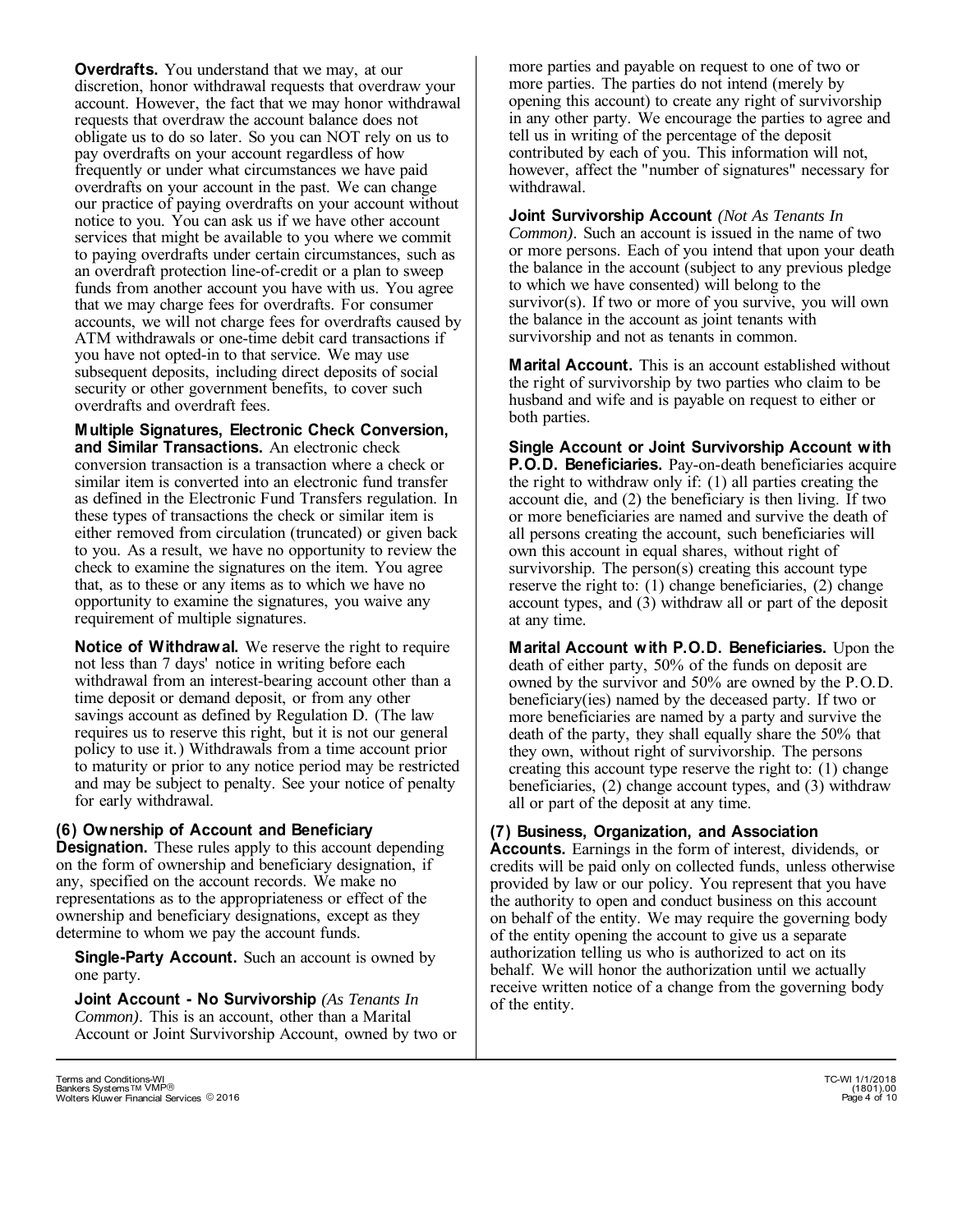**Overdrafts.** You understand that we may, at our discretion, honor withdrawal requests that overdraw your account. However, the fact that we may honor withdrawal requests that overdraw the account balance does not obligate us to do so later. So you can NOT rely on us to pay overdrafts on your account regardless of how frequently or under what circumstances we have paid overdrafts on your account in the past. We can change our practice of paying overdrafts on your account without notice to you. You can ask us if we have other account services that might be available to you where we commit to paying overdrafts under certain circumstances, such as an overdraft protection line-of-credit or a plan to sweep funds from another account you have with us. You agree that we may charge fees for overdrafts. For consumer accounts, we will not charge fees for overdrafts caused by ATM withdrawals or one-time debit card transactions if you have not opted-in to that service. We may use subsequent deposits, including direct deposits of social security or other government benefits, to cover such overdrafts and overdraft fees.

**Multiple Signatures, Electronic Check Conversion, and Similar Transactions.** An electronic check conversion transaction is a transaction where a check or similar item is converted into an electronic fund transfer as defined in the Electronic Fund Transfers regulation. In these types of transactions the check or similar item is either removed from circulation (truncated) or given back to you. As a result, we have no opportunity to review the check to examine the signatures on the item. You agree that, as to these or any items as to which we have no opportunity to examine the signatures, you waive any requirement of multiple signatures.

**Notice of Withdrawal.** We reserve the right to require not less than 7 days' notice in writing before each withdrawal from an interest-bearing account other than a time deposit or demand deposit, or from any other savings account as defined by Regulation D. (The law requires us to reserve this right, but it is not our general policy to use it.) Withdrawals from a time account prior to maturity or prior to any notice period may be restricted and may be subject to penalty. See your notice of penalty for early withdrawal.

**(6) Ownership of Account and Beneficiary Designation.** These rules apply to this account depending on the form of ownership and beneficiary designation, if any, specified on the account records. We make no representations as to the appropriateness or effect of the ownership and beneficiary designations, except as they determine to whom we pay the account funds.

**Single-Party Account.** Such an account is owned by one party.

**Joint Account - No Survivorship** *(As Tenants In Common)*. This is an account, other than a Marital Account or Joint Survivorship Account, owned by two or more parties and payable on request to one of two or more parties. The parties do not intend (merely by opening this account) to create any right of survivorship in any other party. We encourage the parties to agree and tell us in writing of the percentage of the deposit contributed by each of you. This information will not, however, affect the "number of signatures" necessary for withdrawal.

**Joint Survivorship Account** *(Not As Tenants In Common)*. Such an account is issued in the name of two or more persons. Each of you intend that upon your death the balance in the account (subject to any previous pledge to which we have consented) will belong to the survivor(s). If two or more of you survive, you will own the balance in the account as joint tenants with survivorship and not as tenants in common.

**Marital Account.** This is an account established without the right of survivorship by two parties who claim to be husband and wife and is payable on request to either or both parties.

**Single Account or Joint Survivorship Account with P.O.D. Beneficiaries.** Pay-on-death beneficiaries acquire the right to withdraw only if: (1) all parties creating the account die, and (2) the beneficiary is then living. If two or more beneficiaries are named and survive the death of all persons creating the account, such beneficiaries will own this account in equal shares, without right of survivorship. The person(s) creating this account type reserve the right to: (1) change beneficiaries, (2) change account types, and (3) withdraw all or part of the deposit at any time.

**Marital Account with P.O.D. Beneficiaries.** Upon the death of either party, 50% of the funds on deposit are owned by the survivor and 50% are owned by the P.O.D. beneficiary(ies) named by the deceased party. If two or more beneficiaries are named by a party and survive the death of the party, they shall equally share the 50% that they own, without right of survivorship. The persons creating this account type reserve the right to: (1) change beneficiaries, (2) change account types, and (3) withdraw all or part of the deposit at any time.

**(7) Business, Organization, and Association Accounts.** Earnings in the form of interest, dividends, or credits will be paid only on collected funds, unless otherwise provided by law or our policy. You represent that you have the authority to open and conduct business on this account on behalf of the entity. We may require the governing body of the entity opening the account to give us a separate authorization telling us who is authorized to act on its behalf. We will honor the authorization until we actually receive written notice of a change from the governing body of the entity.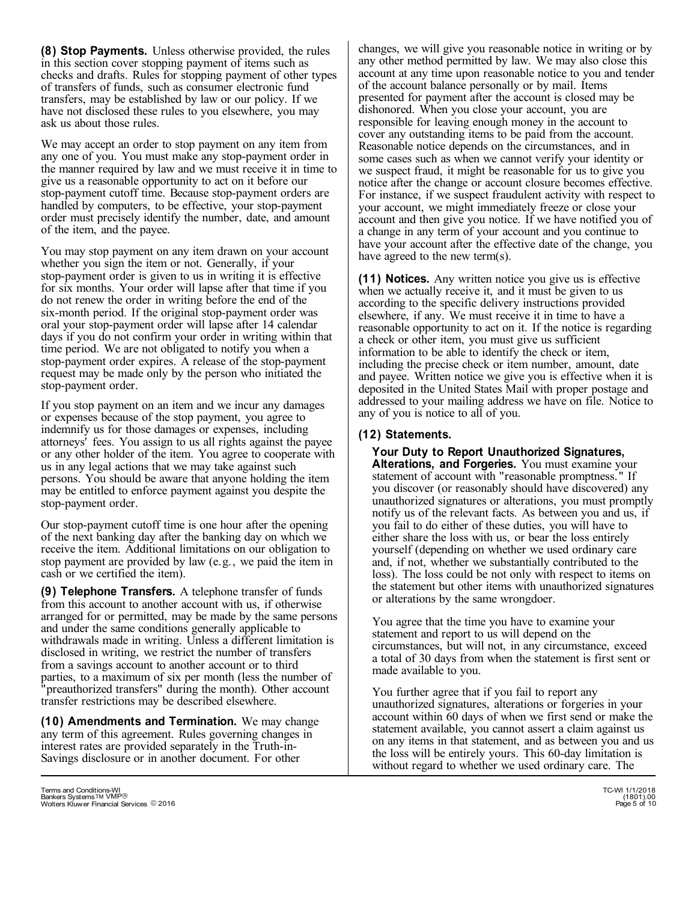**(8) Stop Payments.** Unless otherwise provided, the rules in this section cover stopping payment of items such as checks and drafts. Rules for stopping payment of other types of transfers of funds, such as consumer electronic fund transfers, may be established by law or our policy. If we have not disclosed these rules to you elsewhere, you may ask us about those rules.

We may accept an order to stop payment on any item from any one of you. You must make any stop-payment order in the manner required by law and we must receive it in time to give us a reasonable opportunity to act on it before our stop-payment cutoff time. Because stop-payment orders are handled by computers, to be effective, your stop-payment order must precisely identify the number, date, and amount of the item, and the payee.

You may stop payment on any item drawn on your account whether you sign the item or not. Generally, if your stop-payment order is given to us in writing it is effective for six months. Your order will lapse after that time if you do not renew the order in writing before the end of the six-month period. If the original stop-payment order was oral your stop-payment order will lapse after 14 calendar days if you do not confirm your order in writing within that time period. We are not obligated to notify you when a stop-payment order expires. A release of the stop-payment request may be made only by the person who initiated the stop-payment order.

If you stop payment on an item and we incur any damages or expenses because of the stop payment, you agree to indemnify us for those damages or expenses, including attorneys' fees. You assign to us all rights against the payee or any other holder of the item. You agree to cooperate with us in any legal actions that we may take against such persons. You should be aware that anyone holding the item may be entitled to enforce payment against you despite the stop-payment order.

Our stop-payment cutoff time is one hour after the opening of the next banking day after the banking day on which we receive the item. Additional limitations on our obligation to stop payment are provided by law (e.g., we paid the item in cash or we certified the item).

**(9) Telephone Transfers.** A telephone transfer of funds from this account to another account with us, if otherwise arranged for or permitted, may be made by the same persons and under the same conditions generally applicable to withdrawals made in writing. Unless a different limitation is disclosed in writing, we restrict the number of transfers from a savings account to another account or to third parties, to a maximum of six per month (less the number of "preauthorized transfers" during the month). Other account transfer restrictions may be described elsewhere.

**(10) Amendments and Termination.** We may change any term of this agreement. Rules governing changes in interest rates are provided separately in the Truth-in-Savings disclosure or in another document. For other changes, we will give you reasonable notice in writing or by any other method permitted by law. We may also close this account at any time upon reasonable notice to you and tender of the account balance personally or by mail. Items presented for payment after the account is closed may be dishonored. When you close your account, you are responsible for leaving enough money in the account to cover any outstanding items to be paid from the account. Reasonable notice depends on the circumstances, and in some cases such as when we cannot verify your identity or we suspect fraud, it might be reasonable for us to give you notice after the change or account closure becomes effective. For instance, if we suspect fraudulent activity with respect to your account, we might immediately freeze or close your account and then give you notice. If we have notified you of a change in any term of your account and you continue to have your account after the effective date of the change, you have agreed to the new term(s).

**(11) Notices.** Any written notice you give us is effective when we actually receive it, and it must be given to us according to the specific delivery instructions provided elsewhere, if any. We must receive it in time to have a reasonable opportunity to act on it. If the notice is regarding a check or other item, you must give us sufficient information to be able to identify the check or item, including the precise check or item number, amount, date and payee. Written notice we give you is effective when it is deposited in the United States Mail with proper postage and addressed to your mailing address we have on file. Notice to any of you is notice to all of you.

**(12) Statements.**

**Your Duty to Report Unauthorized Signatures, Alterations, and Forgeries.** You must examine your statement of account with "reasonable promptness." If you discover (or reasonably should have discovered) any unauthorized signatures or alterations, you must promptly notify us of the relevant facts. As between you and us, if you fail to do either of these duties, you will have to either share the loss with us, or bear the loss entirely yourself (depending on whether we used ordinary care and, if not, whether we substantially contributed to the loss). The loss could be not only with respect to items on the statement but other items with unauthorized signatures or alterations by the same wrongdoer.

You agree that the time you have to examine your statement and report to us will depend on the circumstances, but will not, in any circumstance, exceed a total of 30 days from when the statement is first sent or made available to you.

You further agree that if you fail to report any unauthorized signatures, alterations or forgeries in your account within 60 days of when we first send or make the statement available, you cannot assert a claim against us on any items in that statement, and as between you and us the loss will be entirely yours. This 60-day limitation is without regard to whether we used ordinary care. The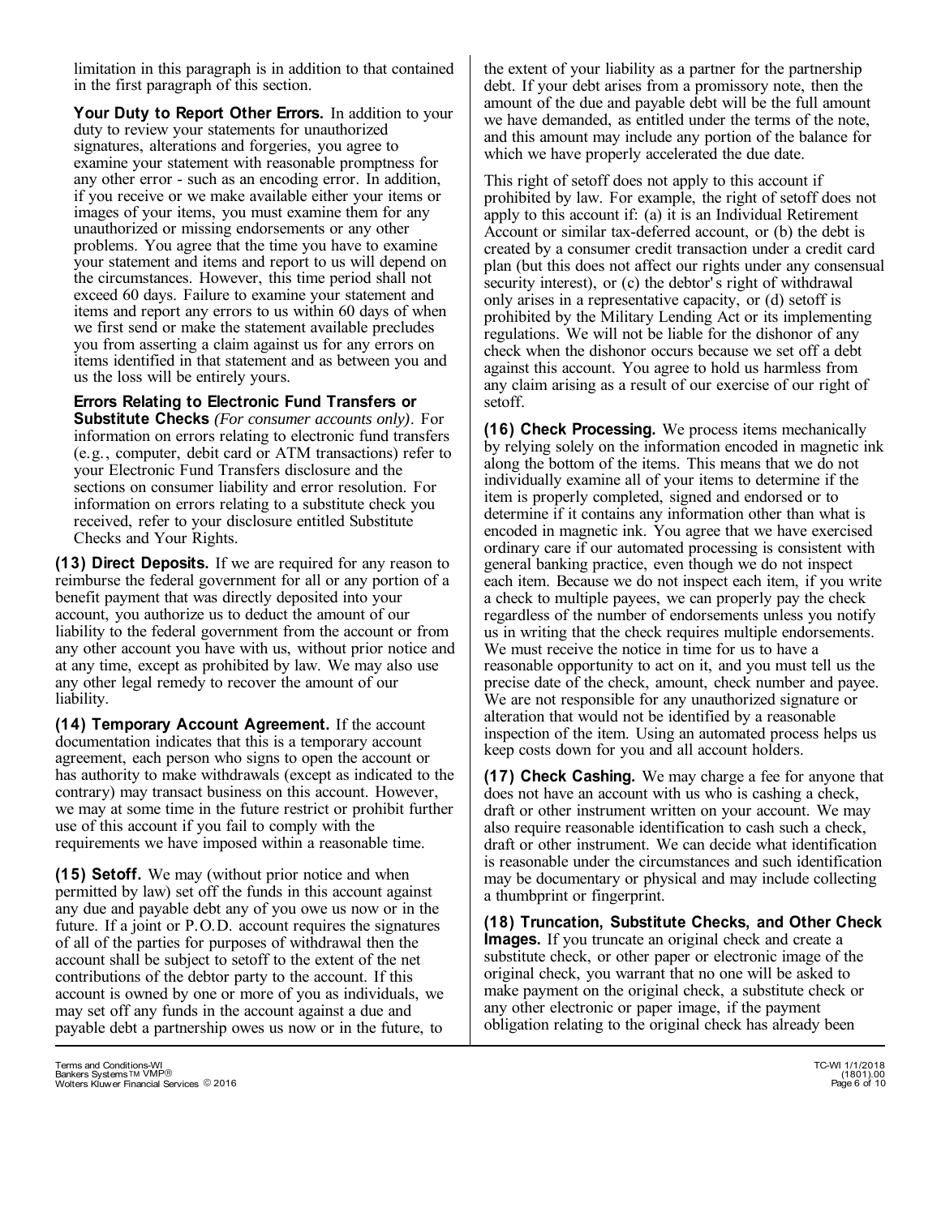limitation in this paragraph is in addition to that contained in the first paragraph of this section.

**Your Duty to Report Other Errors.** In addition to your duty to review your statements for unauthorized signatures, alterations and forgeries, you agree to examine your statement with reasonable promptness for any other error - such as an encoding error. In addition, if you receive or we make available either your items or images of your items, you must examine them for any unauthorized or missing endorsements or any other problems. You agree that the time you have to examine your statement and items and report to us will depend on the circumstances. However, this time period shall not exceed 60 days. Failure to examine your statement and items and report any errors to us within 60 days of when we first send or make the statement available precludes you from asserting a claim against us for any errors on items identified in that statement and as between you and us the loss will be entirely yours.

**Errors Relating to Electronic Fund Transfers or Substitute Checks** *(For consumer accounts only)*. For information on errors relating to electronic fund transfers (e.g., computer, debit card or ATM transactions) refer to your Electronic Fund Transfers disclosure and the sections on consumer liability and error resolution. For information on errors relating to a substitute check you received, refer to your disclosure entitled Substitute Checks and Your Rights.

**(13) Direct Deposits.** If we are required for any reason to reimburse the federal government for all or any portion of a benefit payment that was directly deposited into your account, you authorize us to deduct the amount of our liability to the federal government from the account or from any other account you have with us, without prior notice and at any time, except as prohibited by law. We may also use any other legal remedy to recover the amount of our liability.

**(14) Temporary Account Agreement.** If the account documentation indicates that this is a temporary account agreement, each person who signs to open the account or has authority to make withdrawals (except as indicated to the contrary) may transact business on this account. However, we may at some time in the future restrict or prohibit further use of this account if you fail to comply with the requirements we have imposed within a reasonable time.

**(15) Setoff.** We may (without prior notice and when permitted by law) set off the funds in this account against any due and payable debt any of you owe us now or in the future. If a joint or P.O.D. account requires the signatures of all of the parties for purposes of withdrawal then the account shall be subject to setoff to the extent of the net contributions of the debtor party to the account. If this account is owned by one or more of you as individuals, we may set off any funds in the account against a due and payable debt a partnership owes us now or in the future, to the extent of your liability as a partner for the partnership debt. If your debt arises from a promissory note, then the amount of the due and payable debt will be the full amount we have demanded, as entitled under the terms of the note, and this amount may include any portion of the balance for which we have properly accelerated the due date.

This right of setoff does not apply to this account if prohibited by law. For example, the right of setoff does not apply to this account if: (a) it is an Individual Retirement Account or similar tax-deferred account, or (b) the debt is created by a consumer credit transaction under a credit card plan (but this does not affect our rights under any consensual security interest), or (c) the debtor's right of withdrawal only arises in a representative capacity, or (d) setoff is prohibited by the Military Lending Act or its implementing regulations. We will not be liable for the dishonor of any check when the dishonor occurs because we set off a debt against this account. You agree to hold us harmless from any claim arising as a result of our exercise of our right of setoff.

**(16) Check Processing.** We process items mechanically by relying solely on the information encoded in magnetic ink along the bottom of the items. This means that we do not individually examine all of your items to determine if the item is properly completed, signed and endorsed or to determine if it contains any information other than what is encoded in magnetic ink. You agree that we have exercised ordinary care if our automated processing is consistent with general banking practice, even though we do not inspect each item. Because we do not inspect each item, if you write a check to multiple payees, we can properly pay the check regardless of the number of endorsements unless you notify us in writing that the check requires multiple endorsements. We must receive the notice in time for us to have a reasonable opportunity to act on it, and you must tell us the precise date of the check, amount, check number and payee. We are not responsible for any unauthorized signature or alteration that would not be identified by a reasonable inspection of the item. Using an automated process helps us keep costs down for you and all account holders.

**(17) Check Cashing.** We may charge a fee for anyone that does not have an account with us who is cashing a check, draft or other instrument written on your account. We may also require reasonable identification to cash such a check, draft or other instrument. We can decide what identification is reasonable under the circumstances and such identification may be documentary or physical and may include collecting a thumbprint or fingerprint.

**(18) Truncation, Substitute Checks, and Other Check Images.** If you truncate an original check and create a substitute check, or other paper or electronic image of the original check, you warrant that no one will be asked to make payment on the original check, a substitute check or any other electronic or paper image, if the payment obligation relating to the original check has already been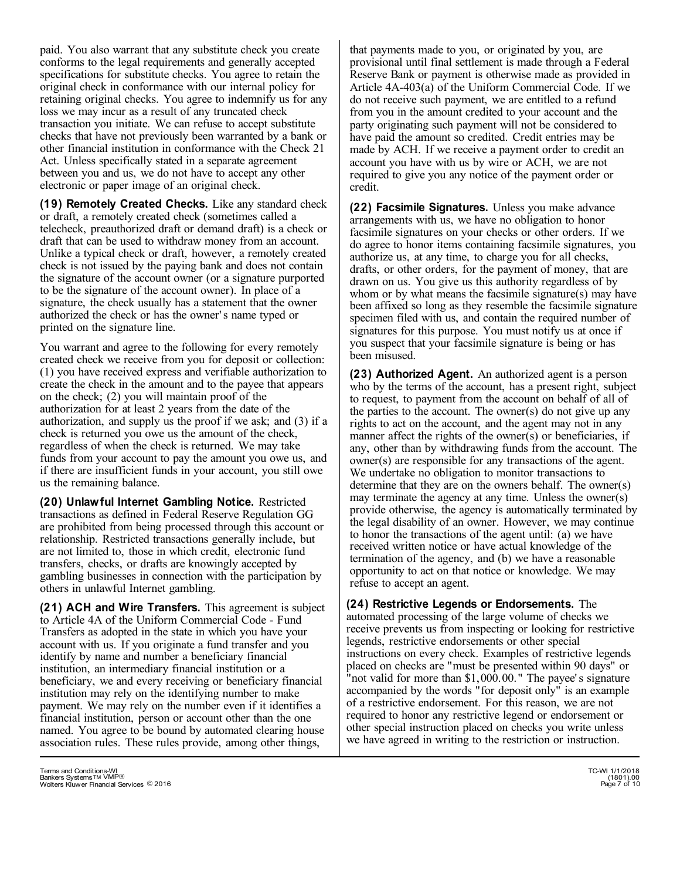paid. You also warrant that any substitute check you create conforms to the legal requirements and generally accepted specifications for substitute checks. You agree to retain the original check in conformance with our internal policy for retaining original checks. You agree to indemnify us for any loss we may incur as a result of any truncated check transaction you initiate. We can refuse to accept substitute checks that have not previously been warranted by a bank or other financial institution in conformance with the Check 21 Act. Unless specifically stated in a separate agreement between you and us, we do not have to accept any other electronic or paper image of an original check.

**(19) Remotely Created Checks.** Like any standard check or draft, a remotely created check (sometimes called a telecheck, preauthorized draft or demand draft) is a check or draft that can be used to withdraw money from an account. Unlike a typical check or draft, however, a remotely created check is not issued by the paying bank and does not contain the signature of the account owner (or a signature purported to be the signature of the account owner). In place of a signature, the check usually has a statement that the owner authorized the check or has the owner's name typed or printed on the signature line.

You warrant and agree to the following for every remotely created check we receive from you for deposit or collection: (1) you have received express and verifiable authorization to create the check in the amount and to the payee that appears on the check; (2) you will maintain proof of the authorization for at least 2 years from the date of the authorization, and supply us the proof if we ask; and (3) if a check is returned you owe us the amount of the check, regardless of when the check is returned. We may take funds from your account to pay the amount you owe us, and if there are insufficient funds in your account, you still owe us the remaining balance.

**(20) Unlawful Internet Gambling Notice.** Restricted transactions as defined in Federal Reserve Regulation GG are prohibited from being processed through this account or relationship. Restricted transactions generally include, but are not limited to, those in which credit, electronic fund transfers, checks, or drafts are knowingly accepted by gambling businesses in connection with the participation by others in unlawful Internet gambling.

**(21) ACH and Wire Transfers.** This agreement is subject to Article 4A of the Uniform Commercial Code - Fund Transfers as adopted in the state in which you have your account with us. If you originate a fund transfer and you identify by name and number a beneficiary financial institution, an intermediary financial institution or a beneficiary, we and every receiving or beneficiary financial institution may rely on the identifying number to make payment. We may rely on the number even if it identifies a financial institution, person or account other than the one named. You agree to be bound by automated clearing house association rules. These rules provide, among other things, that payments made to you, or originated by you, are provisional until final settlement is made through a Federal Reserve Bank or payment is otherwise made as provided in Article 4A-403(a) of the Uniform Commercial Code. If we do not receive such payment, we are entitled to a refund from you in the amount credited to your account and the party originating such payment will not be considered to have paid the amount so credited. Credit entries may be made by ACH. If we receive a payment order to credit an account you have with us by wire or ACH, we are not required to give you any notice of the payment order or credit.

**(22) Facsimile Signatures.** Unless you make advance arrangements with us, we have no obligation to honor facsimile signatures on your checks or other orders. If we do agree to honor items containing facsimile signatures, you authorize us, at any time, to charge you for all checks, drafts, or other orders, for the payment of money, that are drawn on us. You give us this authority regardless of by whom or by what means the facsimile signature(s) may have been affixed so long as they resemble the facsimile signature specimen filed with us, and contain the required number of signatures for this purpose. You must notify us at once if you suspect that your facsimile signature is being or has been misused.

**(23) Authorized Agent.** An authorized agent is a person who by the terms of the account, has a present right, subject to request, to payment from the account on behalf of all of the parties to the account. The owner(s) do not give up any rights to act on the account, and the agent may not in any manner affect the rights of the owner(s) or beneficiaries, if any, other than by withdrawing funds from the account. The owner(s) are responsible for any transactions of the agent. We undertake no obligation to monitor transactions to determine that they are on the owners behalf. The owner(s) may terminate the agency at any time. Unless the owner(s) provide otherwise, the agency is automatically terminated by the legal disability of an owner. However, we may continue to honor the transactions of the agent until: (a) we have received written notice or have actual knowledge of the termination of the agency, and (b) we have a reasonable opportunity to act on that notice or knowledge. We may refuse to accept an agent.

**(24) Restrictive Legends or Endorsements.** The automated processing of the large volume of checks we receive prevents us from inspecting or looking for restrictive legends, restrictive endorsements or other special instructions on every check. Examples of restrictive legends placed on checks are "must be presented within 90 days" or "not valid for more than $1,000.00." The payee's signature accompanied by the words "for deposit only" is an example of a restrictive endorsement. For this reason, we are not required to honor any restrictive legend or endorsement or other special instruction placed on checks you write unless we have agreed in writing to the restriction or instruction.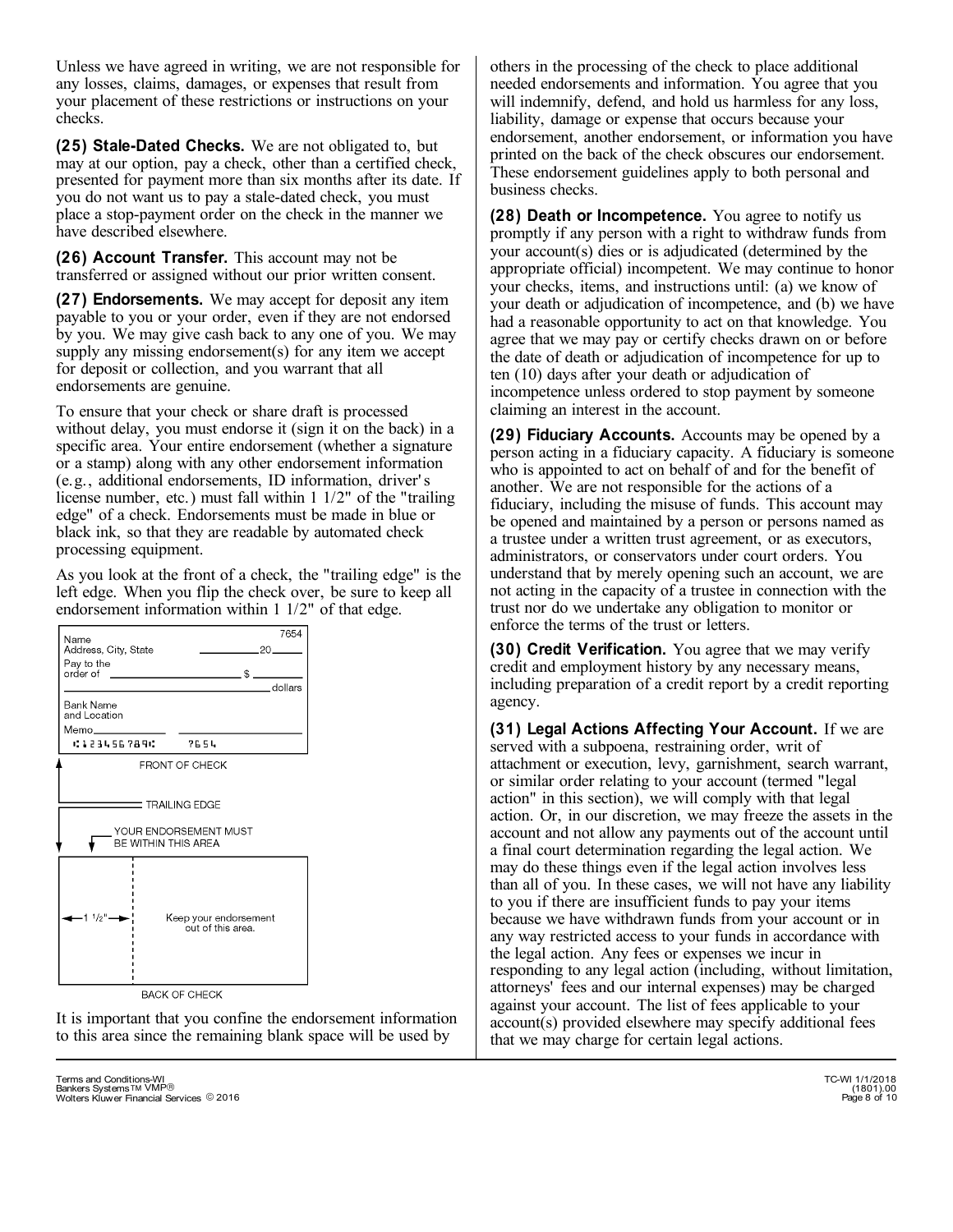Unless we have agreed in writing, we are not responsible for any losses, claims, damages, or expenses that result from your placement of these restrictions or instructions on your checks.

**(25) Stale-Dated Checks.** We are not obligated to, but may at our option, pay a check, other than a certified check, presented for payment more than six months after its date. If you do not want us to pay a stale-dated check, you must place a stop-payment order on the check in the manner we have described elsewhere.

**(26) Account Transfer.** This account may not be transferred or assigned without our prior written consent.

**(27) Endorsements.** We may accept for deposit any item payable to you or your order, even if they are not endorsed by you. We may give cash back to any one of you. We may supply any missing endorsement(s) for any item we accept for deposit or collection, and you warrant that all endorsements are genuine.

To ensure that your check or share draft is processed without delay, you must endorse it (sign it on the back) in a specific area. Your entire endorsement (whether a signature or a stamp) along with any other endorsement information (e.g., additional endorsements, ID information, driver's license number, etc.) must fall within 1 1/2" of the "trailing edge" of a check. Endorsements must be made in blue or black ink, so that they are readable by automated check processing equipment.

As you look at the front of a check, the "trailing edge" is the left edge. When you flip the check over, be sure to keep all endorsement information within 1 1/2" of that edge.

Name
Address, City, State — 7654 — 20___
Pay to the order of ________ $ ______ dollars
Bank Name and Location
Memo___________
⑆123456789⑆ 7654

FRONT OF CHECK

TRAILING EDGE

YOUR ENDORSEMENT MUST BE WITHIN THIS AREA

1 1/2" — Keep your endorsement out of this area.

BACK OF CHECK

It is important that you confine the endorsement information to this area since the remaining blank space will be used by others in the processing of the check to place additional needed endorsements and information. You agree that you will indemnify, defend, and hold us harmless for any loss, liability, damage or expense that occurs because your endorsement, another endorsement, or information you have printed on the back of the check obscures our endorsement. These endorsement guidelines apply to both personal and business checks.

**(28) Death or Incompetence.** You agree to notify us promptly if any person with a right to withdraw funds from your account(s) dies or is adjudicated (determined by the appropriate official) incompetent. We may continue to honor your checks, items, and instructions until: (a) we know of your death or adjudication of incompetence, and (b) we have had a reasonable opportunity to act on that knowledge. You agree that we may pay or certify checks drawn on or before the date of death or adjudication of incompetence for up to ten (10) days after your death or adjudication of incompetence unless ordered to stop payment by someone claiming an interest in the account.

**(29) Fiduciary Accounts.** Accounts may be opened by a person acting in a fiduciary capacity. A fiduciary is someone who is appointed to act on behalf of and for the benefit of another. We are not responsible for the actions of a fiduciary, including the misuse of funds. This account may be opened and maintained by a person or persons named as a trustee under a written trust agreement, or as executors, administrators, or conservators under court orders. You understand that by merely opening such an account, we are not acting in the capacity of a trustee in connection with the trust nor do we undertake any obligation to monitor or enforce the terms of the trust or letters.

**(30) Credit Verification.** You agree that we may verify credit and employment history by any necessary means, including preparation of a credit report by a credit reporting agency.

**(31) Legal Actions Affecting Your Account.** If we are served with a subpoena, restraining order, writ of attachment or execution, levy, garnishment, search warrant, or similar order relating to your account (termed "legal action" in this section), we will comply with that legal action. Or, in our discretion, we may freeze the assets in the account and not allow any payments out of the account until a final court determination regarding the legal action. We may do these things even if the legal action involves less than all of you. In these cases, we will not have any liability to you if there are insufficient funds to pay your items because we have withdrawn funds from your account or in any way restricted access to your funds in accordance with the legal action. Any fees or expenses we incur in responding to any legal action (including, without limitation, attorneys' fees and our internal expenses) may be charged against your account. The list of fees applicable to your account(s) provided elsewhere may specify additional fees that we may charge for certain legal actions.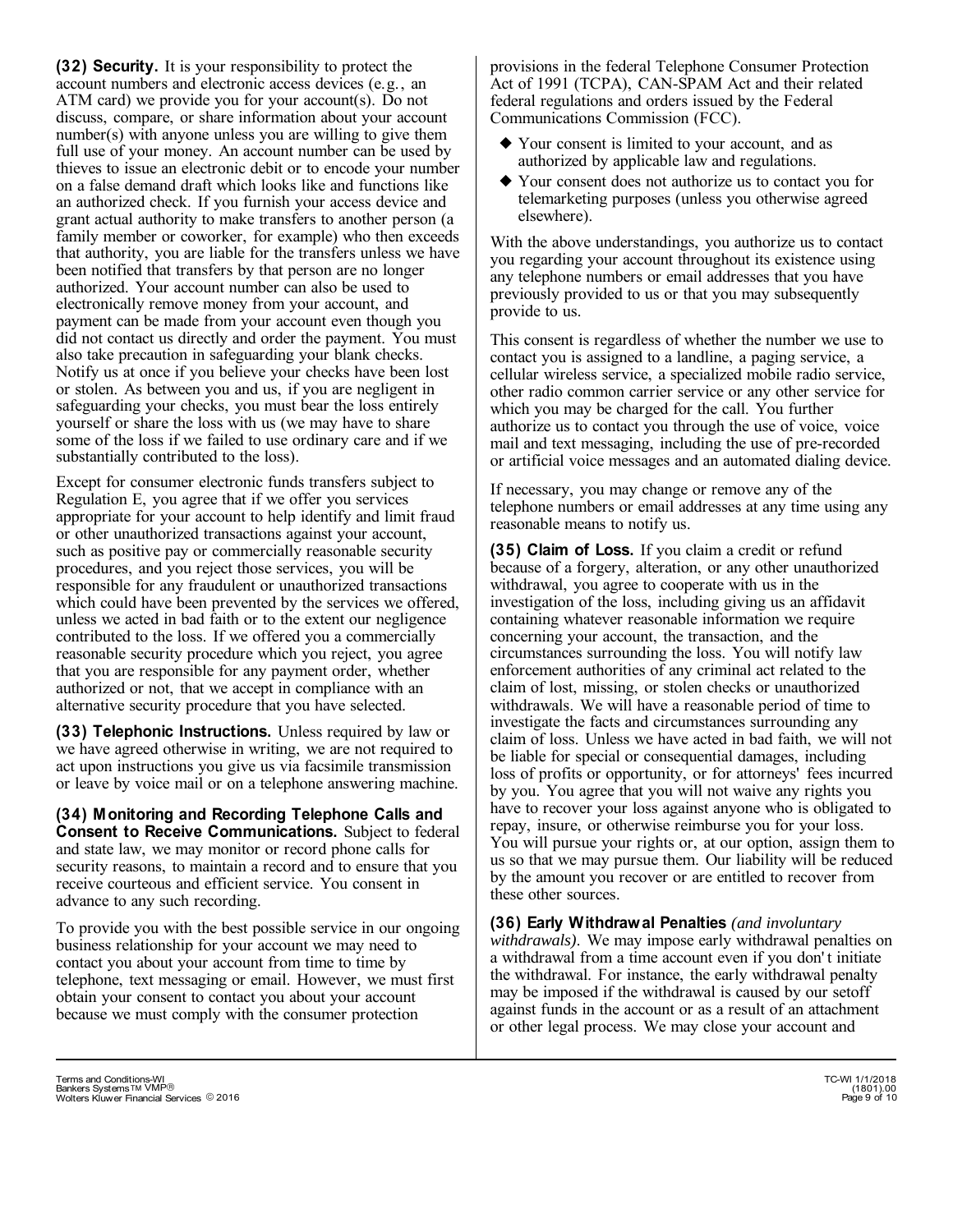**(32) Security.** It is your responsibility to protect the account numbers and electronic access devices (e.g., an ATM card) we provide you for your account(s). Do not discuss, compare, or share information about your account number(s) with anyone unless you are willing to give them full use of your money. An account number can be used by thieves to issue an electronic debit or to encode your number on a false demand draft which looks like and functions like an authorized check. If you furnish your access device and grant actual authority to make transfers to another person (a family member or coworker, for example) who then exceeds that authority, you are liable for the transfers unless we have been notified that transfers by that person are no longer authorized. Your account number can also be used to electronically remove money from your account, and payment can be made from your account even though you did not contact us directly and order the payment. You must also take precaution in safeguarding your blank checks. Notify us at once if you believe your checks have been lost or stolen. As between you and us, if you are negligent in safeguarding your checks, you must bear the loss entirely yourself or share the loss with us (we may have to share some of the loss if we failed to use ordinary care and if we substantially contributed to the loss).

Except for consumer electronic funds transfers subject to Regulation E, you agree that if we offer you services appropriate for your account to help identify and limit fraud or other unauthorized transactions against your account, such as positive pay or commercially reasonable security procedures, and you reject those services, you will be responsible for any fraudulent or unauthorized transactions which could have been prevented by the services we offered, unless we acted in bad faith or to the extent our negligence contributed to the loss. If we offered you a commercially reasonable security procedure which you reject, you agree that you are responsible for any payment order, whether authorized or not, that we accept in compliance with an alternative security procedure that you have selected.

**(33) Telephonic Instructions.** Unless required by law or we have agreed otherwise in writing, we are not required to act upon instructions you give us via facsimile transmission or leave by voice mail or on a telephone answering machine.

**(34) Monitoring and Recording Telephone Calls and Consent to Receive Communications.** Subject to federal and state law, we may monitor or record phone calls for security reasons, to maintain a record and to ensure that you receive courteous and efficient service. You consent in advance to any such recording.

To provide you with the best possible service in our ongoing business relationship for your account we may need to contact you about your account from time to time by telephone, text messaging or email. However, we must first obtain your consent to contact you about your account because we must comply with the consumer protection provisions in the federal Telephone Consumer Protection Act of 1991 (TCPA), CAN-SPAM Act and their related federal regulations and orders issued by the Federal Communications Commission (FCC).

- Your consent is limited to your account, and as authorized by applicable law and regulations.
- Your consent does not authorize us to contact you for telemarketing purposes (unless you otherwise agreed elsewhere).

With the above understandings, you authorize us to contact you regarding your account throughout its existence using any telephone numbers or email addresses that you have previously provided to us or that you may subsequently provide to us.

This consent is regardless of whether the number we use to contact you is assigned to a landline, a paging service, a cellular wireless service, a specialized mobile radio service, other radio common carrier service or any other service for which you may be charged for the call. You further authorize us to contact you through the use of voice, voice mail and text messaging, including the use of pre-recorded or artificial voice messages and an automated dialing device.

If necessary, you may change or remove any of the telephone numbers or email addresses at any time using any reasonable means to notify us.

**(35) Claim of Loss.** If you claim a credit or refund because of a forgery, alteration, or any other unauthorized withdrawal, you agree to cooperate with us in the investigation of the loss, including giving us an affidavit containing whatever reasonable information we require concerning your account, the transaction, and the circumstances surrounding the loss. You will notify law enforcement authorities of any criminal act related to the claim of lost, missing, or stolen checks or unauthorized withdrawals. We will have a reasonable period of time to investigate the facts and circumstances surrounding any claim of loss. Unless we have acted in bad faith, we will not be liable for special or consequential damages, including loss of profits or opportunity, or for attorneys' fees incurred by you. You agree that you will not waive any rights you have to recover your loss against anyone who is obligated to repay, insure, or otherwise reimburse you for your loss. You will pursue your rights or, at our option, assign them to us so that we may pursue them. Our liability will be reduced by the amount you recover or are entitled to recover from these other sources.

**(36) Early Withdrawal Penalties** *(and involuntary withdrawals).* We may impose early withdrawal penalties on a withdrawal from a time account even if you don't initiate the withdrawal. For instance, the early withdrawal penalty may be imposed if the withdrawal is caused by our setoff against funds in the account or as a result of an attachment or other legal process. We may close your account and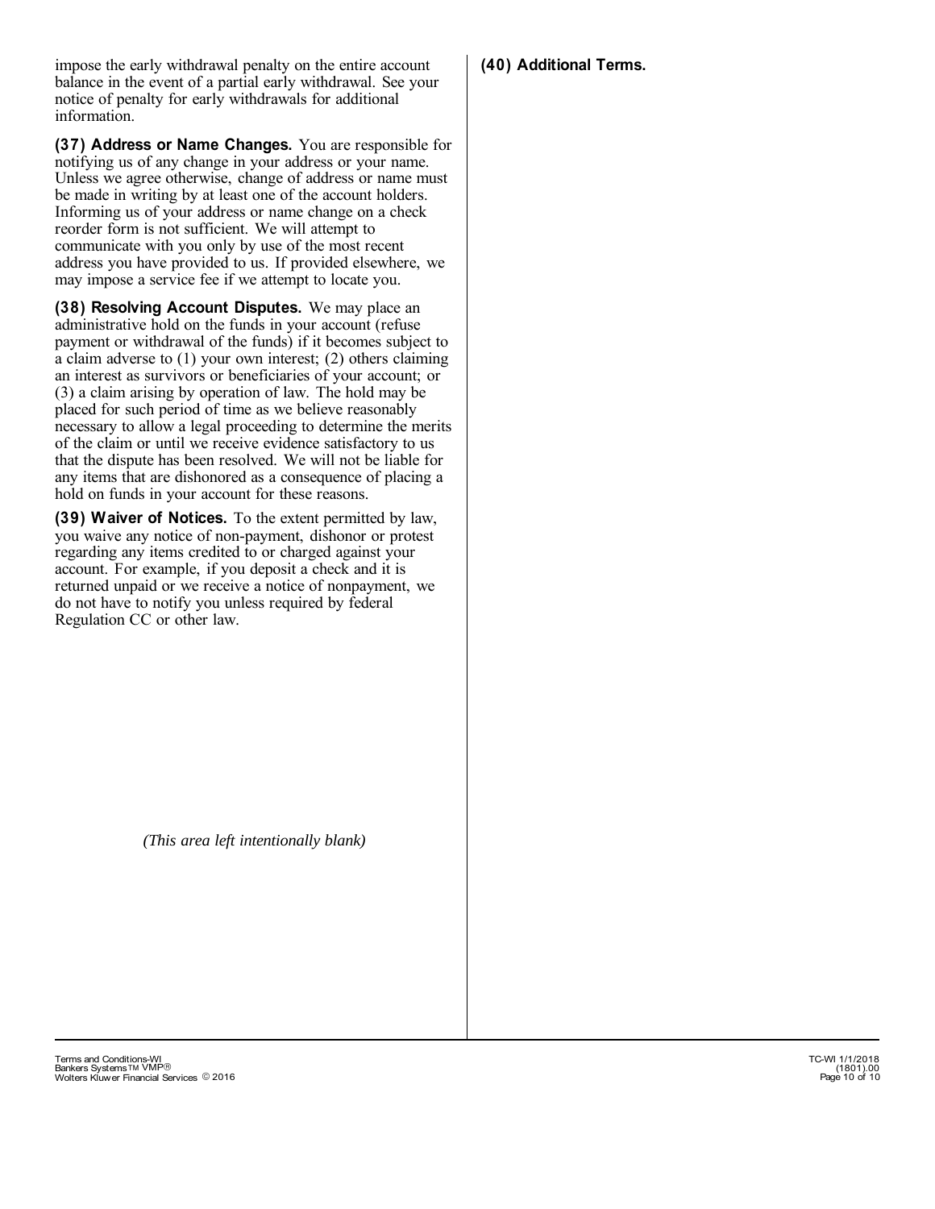impose the early withdrawal penalty on the entire account balance in the event of a partial early withdrawal. See your notice of penalty for early withdrawals for additional information.

**(37) Address or Name Changes.** You are responsible for notifying us of any change in your address or your name. Unless we agree otherwise, change of address or name must be made in writing by at least one of the account holders. Informing us of your address or name change on a check reorder form is not sufficient. We will attempt to communicate with you only by use of the most recent address you have provided to us. If provided elsewhere, we may impose a service fee if we attempt to locate you.

**(38) Resolving Account Disputes.** We may place an administrative hold on the funds in your account (refuse payment or withdrawal of the funds) if it becomes subject to a claim adverse to (1) your own interest; (2) others claiming an interest as survivors or beneficiaries of your account; or (3) a claim arising by operation of law. The hold may be placed for such period of time as we believe reasonably necessary to allow a legal proceeding to determine the merits of the claim or until we receive evidence satisfactory to us that the dispute has been resolved. We will not be liable for any items that are dishonored as a consequence of placing a hold on funds in your account for these reasons.

**(39) Waiver of Notices.** To the extent permitted by law, you waive any notice of non-payment, dishonor or protest regarding any items credited to or charged against your account. For example, if you deposit a check and it is returned unpaid or we receive a notice of nonpayment, we do not have to notify you unless required by federal Regulation CC or other law.

*(This area left intentionally blank)*

**(40) Additional Terms.**